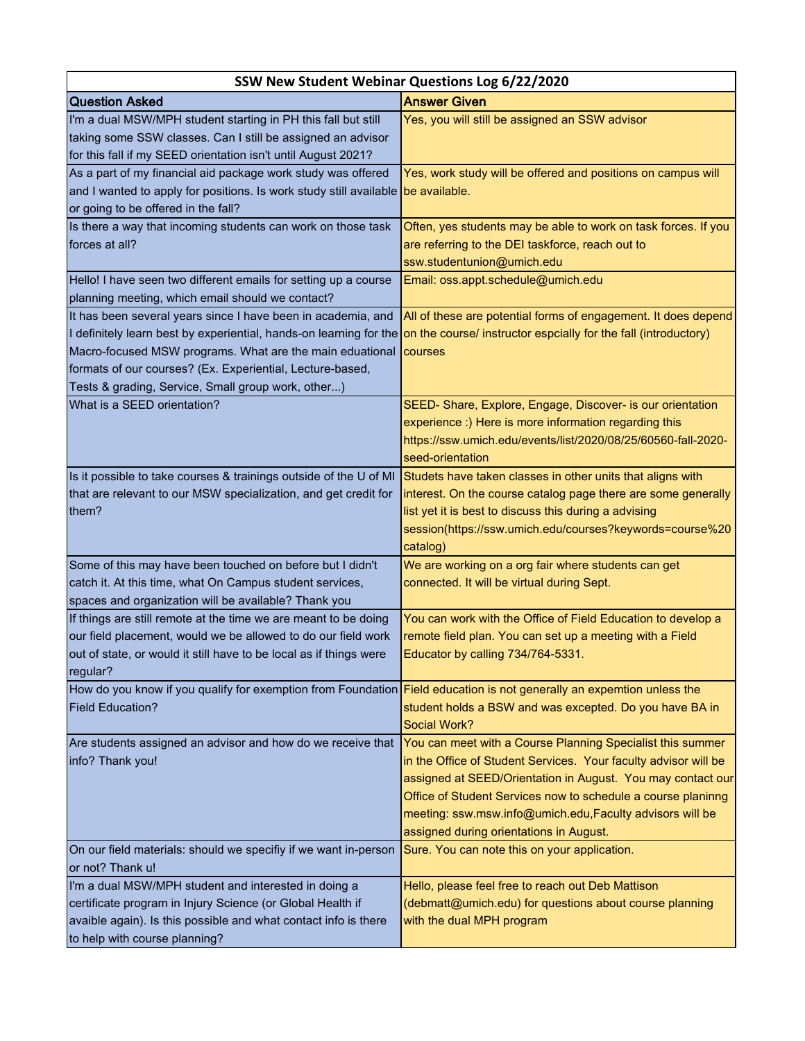| SSW New Student Webinar Questions Log 6/22/2020 | |
|---|---|
| **Question Asked** | **Answer Given** |
| I'm a dual MSW/MPH student starting in PH this fall but still taking some SSW classes. Can I still be assigned an advisor for this fall if my SEED orientation isn't until August 2021? | Yes, you will still be assigned an SSW advisor |
| As a part of my financial aid package work study was offered and I wanted to apply for positions. Is work study still available or going to be offered in the fall? | Yes, work study will be offered and positions on campus will be available. |
| Is there a way that incoming students can work on those task forces at all? | Often, yes students may be able to work on task forces. If you are referring to the DEI taskforce, reach out to ssw.studentunion@umich.edu |
| Hello! I have seen two different emails for setting up a course planning meeting, which email should we contact? | Email: oss.appt.schedule@umich.edu |
| It has been several years since I have been in academia, and I definitely learn best by experiential, hands-on learning for the Macro-focused MSW programs. What are the main eduational formats of our courses? (Ex. Experiential, Lecture-based, Tests & grading, Service, Small group work, other...) | All of these are potential forms of engagement. It does depend on the course/ instructor espcially for the fall (introductory) courses |
| What is a SEED orientation? | SEED- Share, Explore, Engage, Discover- is our orientation experience :) Here is more information regarding this https://ssw.umich.edu/events/list/2020/08/25/60560-fall-2020-seed-orientation |
| Is it possible to take courses & trainings outside of the U of MI that are relevant to our MSW specialization, and get credit for them? | Studets have taken classes in other units that aligns with interest. On the course catalog page there are some generally list yet it is best to discuss this during a advising session(https://ssw.umich.edu/courses?keywords=course%20catalog) |
| Some of this may have been touched on before but I didn't catch it. At this time, what On Campus student services, spaces and organization will be available? Thank you | We are working on a org fair where students can get connected. It will be virtual during Sept. |
| If things are still remote at the time we are meant to be doing our field placement, would we be allowed to do our field work out of state, or would it still have to be local as if things were regular? | You can work with the Office of Field Education to develop a remote field plan. You can set up a meeting with a Field Educator by calling 734/764-5331. |
| How do you know if you qualify for exemption from Foundation Field Education? | Field education is not generally an expemtion unless the student holds a BSW and was excepted. Do you have BA in Social Work? |
| Are students assigned an advisor and how do we receive that info? Thank you! | You can meet with a Course Planning Specialist this summer in the Office of Student Services. Your faculty advisor will be assigned at SEED/Orientation in August. You may contact our Office of Student Services now to schedule a course planinng meeting: ssw.msw.info@umich.edu,Faculty advisors will be assigned during orientations in August. |
| On our field materials: should we specifiy if we want in-person or not? Thank u! | Sure. You can note this on your application. |
| I'm a dual MSW/MPH student and interested in doing a certificate program in Injury Science (or Global Health if avaible again). Is this possible and what contact info is there to help with course planning? | Hello, please feel free to reach out Deb Mattison (debmatt@umich.edu) for questions about course planning with the dual MPH program |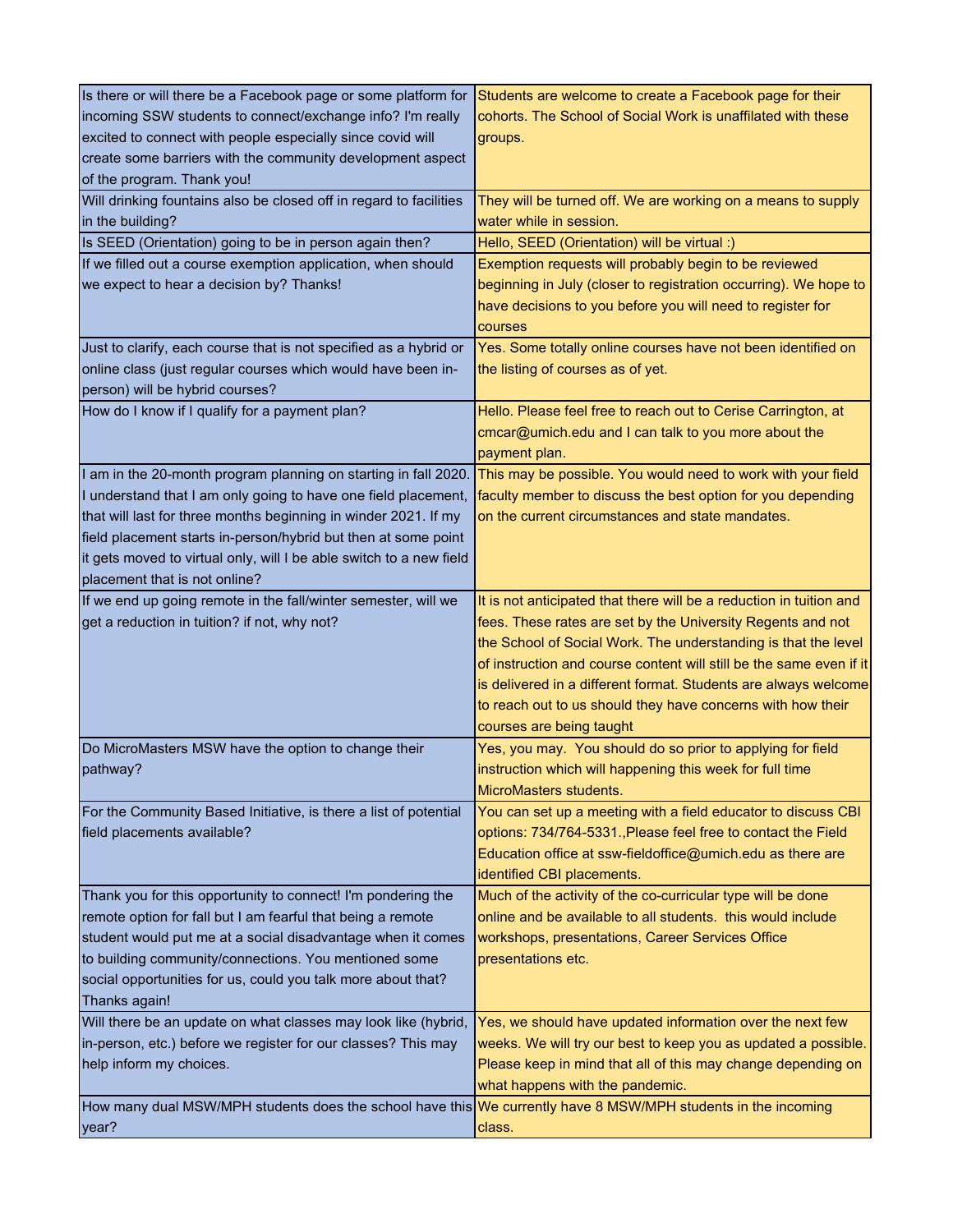| | |
|---|---|
| Is there or will there be a Facebook page or some platform for incoming SSW students to connect/exchange info? I'm really excited to connect with people especially since covid will create some barriers with the community development aspect of the program. Thank you! | Students are welcome to create a Facebook page for their cohorts. The School of Social Work is unaffilated with these groups. |
| Will drinking fountains also be closed off in regard to facilities in the building? | They will be turned off. We are working on a means to supply water while in session. |
| Is SEED (Orientation) going to be in person again then? | Hello, SEED (Orientation) will be virtual :) |
| If we filled out a course exemption application, when should we expect to hear a decision by? Thanks! | Exemption requests will probably begin to be reviewed beginning in July (closer to registration occurring). We hope to have decisions to you before you will need to register for courses |
| Just to clarify, each course that is not specified as a hybrid or online class (just regular courses which would have been in-person) will be hybrid courses? | Yes. Some totally online courses have not been identified on the listing of courses as of yet. |
| How do I know if I qualify for a payment plan? | Hello. Please feel free to reach out to Cerise Carrington, at cmcar@umich.edu and I can talk to you more about the payment plan. |
| I am in the 20-month program planning on starting in fall 2020. I understand that I am only going to have one field placement, that will last for three months beginning in winder 2021. If my field placement starts in-person/hybrid but then at some point it gets moved to virtual only, will I be able switch to a new field placement that is not online? | This may be possible. You would need to work with your field faculty member to discuss the best option for you depending on the current circumstances and state mandates. |
| If we end up going remote in the fall/winter semester, will we get a reduction in tuition? if not, why not? | It is not anticipated that there will be a reduction in tuition and fees. These rates are set by the University Regents and not the School of Social Work. The understanding is that the level of instruction and course content will still be the same even if it is delivered in a different format. Students are always welcome to reach out to us should they have concerns with how their courses are being taught |
| Do MicroMasters MSW have the option to change their pathway? | Yes, you may. You should do so prior to applying for field instruction which will happening this week for full time MicroMasters students. |
| For the Community Based Initiative, is there a list of potential field placements available? | You can set up a meeting with a field educator to discuss CBI options: 734/764-5331.,Please feel free to contact the Field Education office at ssw-fieldoffice@umich.edu as there are identified CBI placements. |
| Thank you for this opportunity to connect! I'm pondering the remote option for fall but I am fearful that being a remote student would put me at a social disadvantage when it comes to building community/connections. You mentioned some social opportunities for us, could you talk more about that? Thanks again! | Much of the activity of the co-curricular type will be done online and be available to all students. this would include workshops, presentations, Career Services Office presentations etc. |
| Will there be an update on what classes may look like (hybrid, in-person, etc.) before we register for our classes? This may help inform my choices. | Yes, we should have updated information over the next few weeks. We will try our best to keep you as updated a possible. Please keep in mind that all of this may change depending on what happens with the pandemic. |
| How many dual MSW/MPH students does the school have this year? | We currently have 8 MSW/MPH students in the incoming class. |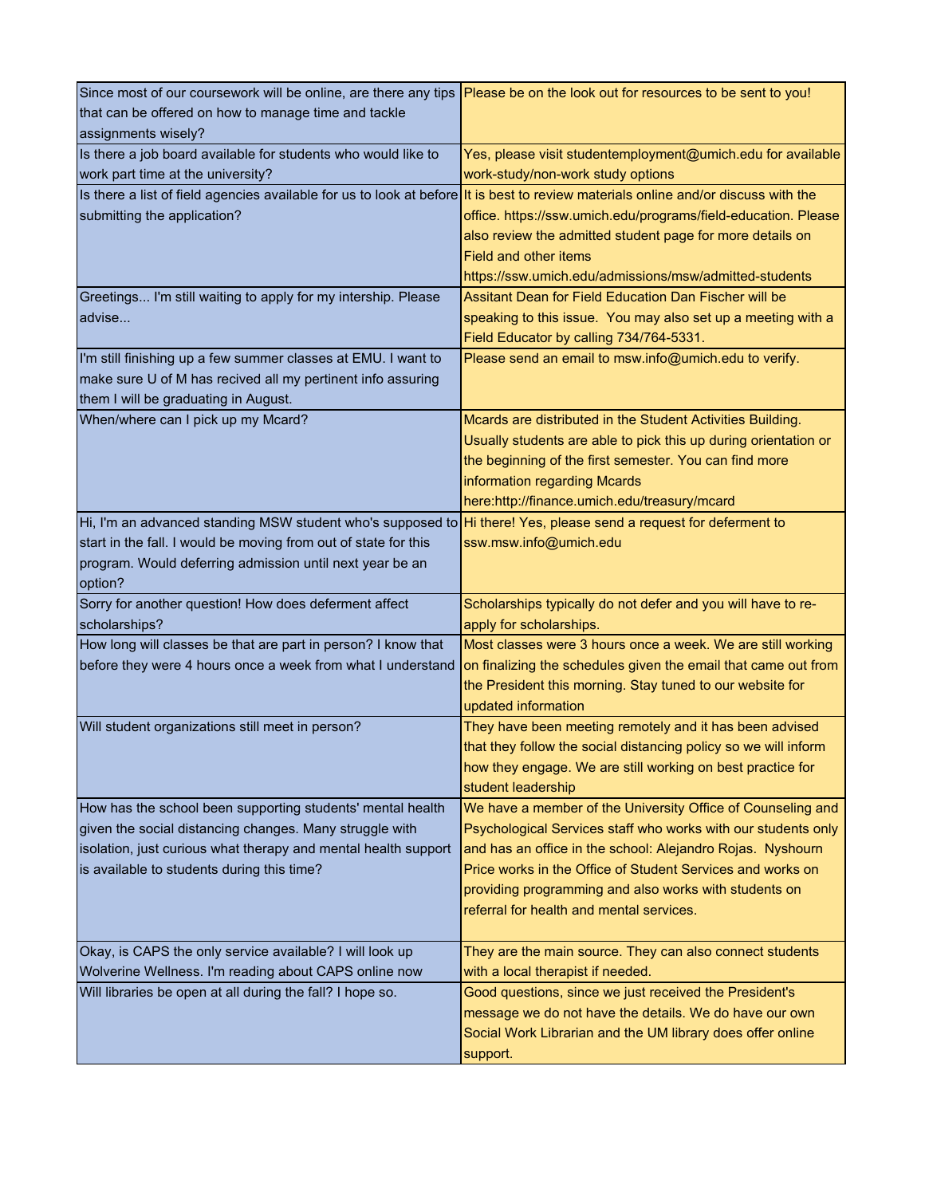| | |
|---|---|
| Since most of our coursework will be online, are there any tips that can be offered on how to manage time and tackle assignments wisely? | Please be on the look out for resources to be sent to you! |
| Is there a job board available for students who would like to work part time at the university? | Yes, please visit studentemployment@umich.edu for available work-study/non-work study options |
| Is there a list of field agencies available for us to look at before submitting the application? | It is best to review materials online and/or discuss with the office. https://ssw.umich.edu/programs/field-education. Please also review the admitted student page for more details on Field and other items https://ssw.umich.edu/admissions/msw/admitted-students |
| Greetings... I'm still waiting to apply for my intership. Please advise... | Assitant Dean for Field Education Dan Fischer will be speaking to this issue. You may also set up a meeting with a Field Educator by calling 734/764-5331. |
| I'm still finishing up a few summer classes at EMU. I want to make sure U of M has recived all my pertinent info assuring them I will be graduating in August. | Please send an email to msw.info@umich.edu to verify. |
| When/where can I pick up my Mcard? | Mcards are distributed in the Student Activities Building. Usually students are able to pick this up during orientation or the beginning of the first semester. You can find more information regarding Mcards here:http://finance.umich.edu/treasury/mcard |
| Hi, I'm an advanced standing MSW student who's supposed to start in the fall. I would be moving from out of state for this program. Would deferring admission until next year be an option? | Hi there! Yes, please send a request for deferment to ssw.msw.info@umich.edu |
| Sorry for another question! How does deferment affect scholarships? | Scholarships typically do not defer and you will have to re-apply for scholarships. |
| How long will classes be that are part in person? I know that before they were 4 hours once a week from what I understand | Most classes were 3 hours once a week. We are still working on finalizing the schedules given the email that came out from the President this morning. Stay tuned to our website for updated information |
| Will student organizations still meet in person? | They have been meeting remotely and it has been advised that they follow the social distancing policy so we will inform how they engage. We are still working on best practice for student leadership |
| How has the school been supporting students' mental health given the social distancing changes. Many struggle with isolation, just curious what therapy and mental health support is available to students during this time? | We have a member of the University Office of Counseling and Psychological Services staff who works with our students only and has an office in the school: Alejandro Rojas. Nyshourn Price works in the Office of Student Services and works on providing programming and also works with students on referral for health and mental services. |
| Okay, is CAPS the only service available? I will look up Wolverine Wellness. I'm reading about CAPS online now | They are the main source. They can also connect students with a local therapist if needed. |
| Will libraries be open at all during the fall? I hope so. | Good questions, since we just received the President's message we do not have the details. We do have our own Social Work Librarian and the UM library does offer online support. |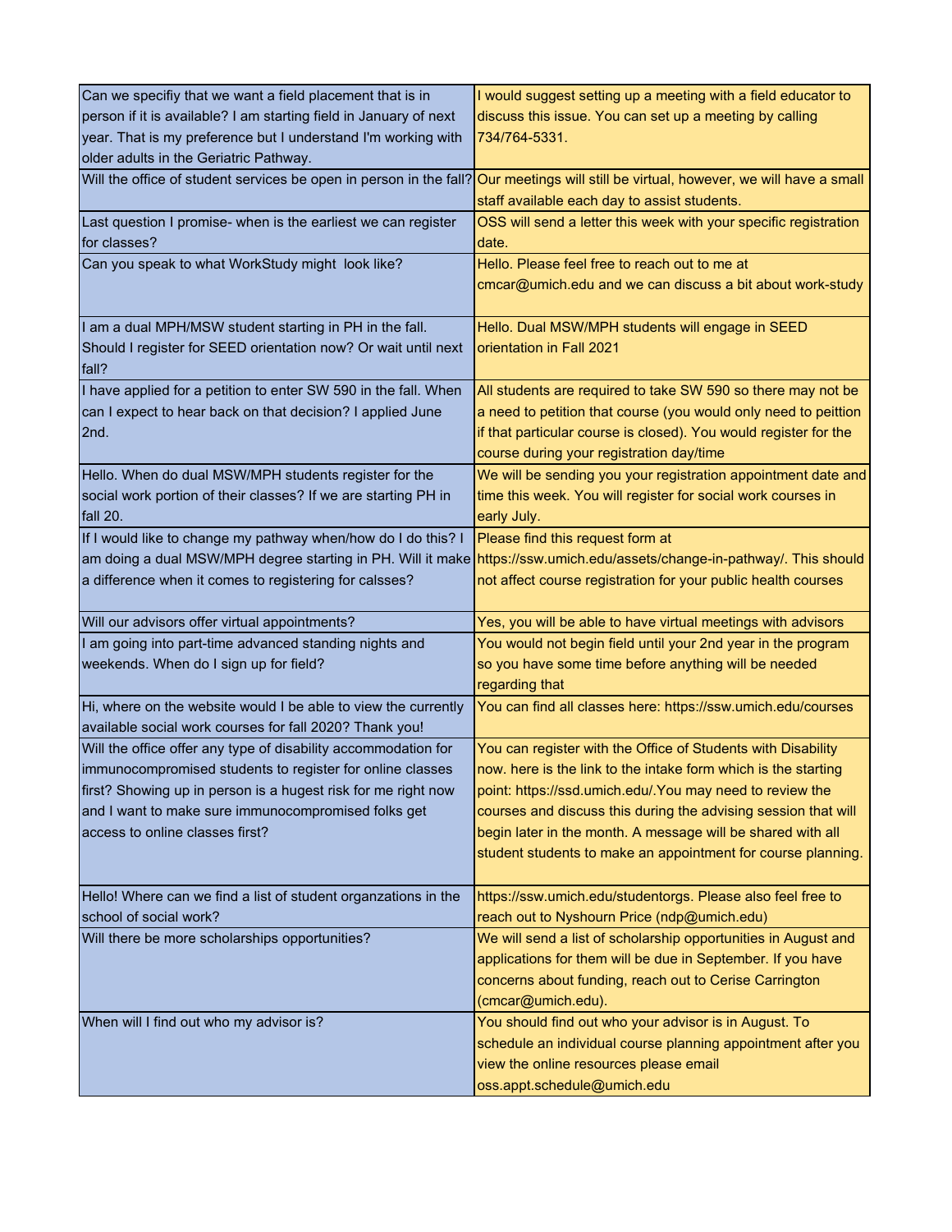| | |
|---|---|
| Can we specifiy that we want a field placement that is in person if it is available? I am starting field in January of next year. That is my preference but I understand I'm working with older adults in the Geriatric Pathway. | I would suggest setting up a meeting with a field educator to discuss this issue. You can set up a meeting by calling 734/764-5331. |
| Will the office of student services be open in person in the fall? | Our meetings will still be virtual, however, we will have a small staff available each day to assist students. |
| Last question I promise- when is the earliest we can register for classes? | OSS will send a letter this week with your specific registration date. |
| Can you speak to what WorkStudy might look like? | Hello. Please feel free to reach out to me at cmcar@umich.edu and we can discuss a bit about work-study |
| I am a dual MPH/MSW student starting in PH in the fall. Should I register for SEED orientation now? Or wait until next fall? | Hello. Dual MSW/MPH students will engage in SEED orientation in Fall 2021 |
| I have applied for a petition to enter SW 590 in the fall. When can I expect to hear back on that decision? I applied June 2nd. | All students are required to take SW 590 so there may not be a need to petition that course (you would only need to peittion if that particular course is closed). You would register for the course during your registration day/time |
| Hello. When do dual MSW/MPH students register for the social work portion of their classes? If we are starting PH in fall 20. | We will be sending you your registration appointment date and time this week. You will register for social work courses in early July. |
| If I would like to change my pathway when/how do I do this? I am doing a dual MSW/MPH degree starting in PH. Will it make a difference when it comes to registering for calsses? | Please find this request form at https://ssw.umich.edu/assets/change-in-pathway/. This should not affect course registration for your public health courses |
| Will our advisors offer virtual appointments? | Yes, you will be able to have virtual meetings with advisors |
| I am going into part-time advanced standing nights and weekends. When do I sign up for field? | You would not begin field until your 2nd year in the program so you have some time before anything will be needed regarding that |
| Hi, where on the website would I be able to view the currently available social work courses for fall 2020? Thank you! | You can find all classes here: https://ssw.umich.edu/courses |
| Will the office offer any type of disability accommodation for immunocompromised students to register for online classes first? Showing up in person is a hugest risk for me right now and I want to make sure immunocompromised folks get access to online classes first? | You can register with the Office of Students with Disability now. here is the link to the intake form which is the starting point: https://ssd.umich.edu/.You may need to review the courses and discuss this during the advising session that will begin later in the month. A message will be shared with all student students to make an appointment for course planning. |
| Hello! Where can we find a list of student organzations in the school of social work? | https://ssw.umich.edu/studentorgs. Please also feel free to reach out to Nyshourn Price (ndp@umich.edu) |
| Will there be more scholarships opportunities? | We will send a list of scholarship opportunities in August and applications for them will be due in September. If you have concerns about funding, reach out to Cerise Carrington (cmcar@umich.edu). |
| When will I find out who my advisor is? | You should find out who your advisor is in August. To schedule an individual course planning appointment after you view the online resources please email oss.appt.schedule@umich.edu |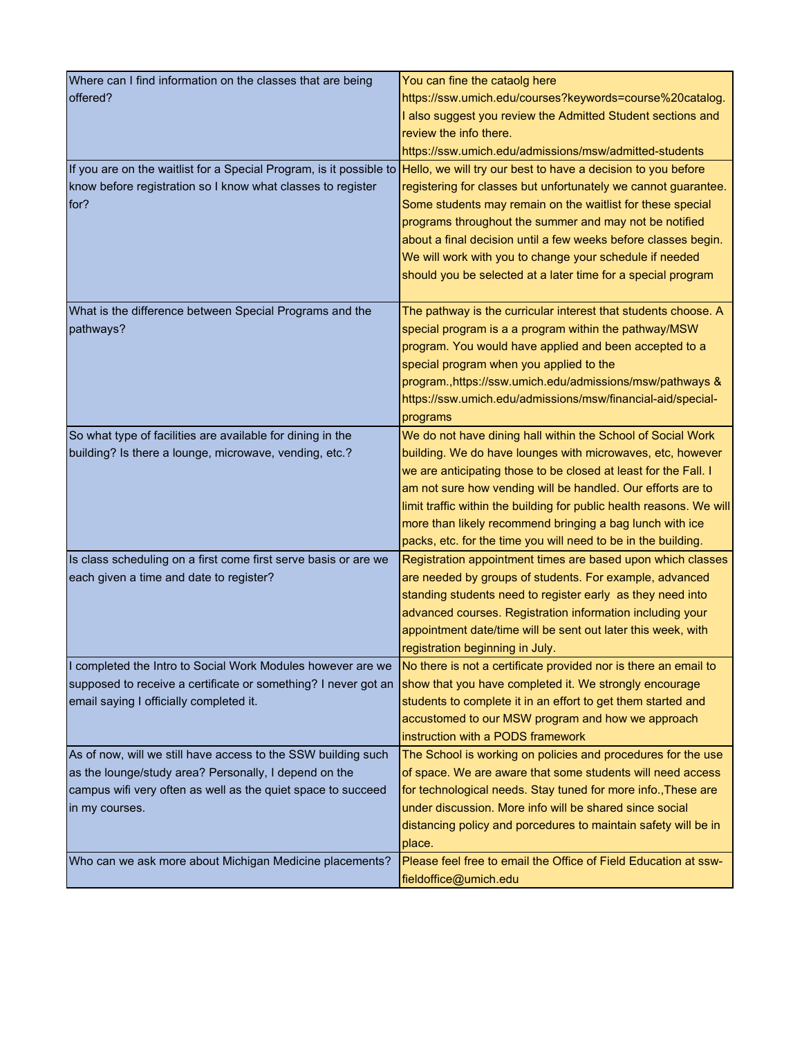| | |
|---|---|
| Where can I find information on the classes that are being offered? | You can fine the cataolg here https://ssw.umich.edu/courses?keywords=course%20catalog. I also suggest you review the Admitted Student sections and review the info there. https://ssw.umich.edu/admissions/msw/admitted-students |
| If you are on the waitlist for a Special Program, is it possible to know before registration so I know what classes to register for? | Hello, we will try our best to have a decision to you before registering for classes but unfortunately we cannot guarantee. Some students may remain on the waitlist for these special programs throughout the summer and may not be notified about a final decision until a few weeks before classes begin. We will work with you to change your schedule if needed should you be selected at a later time for a special program |
| What is the difference between Special Programs and the pathways? | The pathway is the curricular interest that students choose. A special program is a a program within the pathway/MSW program. You would have applied and been accepted to a special program when you applied to the program.,https://ssw.umich.edu/admissions/msw/pathways & https://ssw.umich.edu/admissions/msw/financial-aid/special-programs |
| So what type of facilities are available for dining in the building? Is there a lounge, microwave, vending, etc.? | We do not have dining hall within the School of Social Work building. We do have lounges with microwaves, etc, however we are anticipating those to be closed at least for the Fall. I am not sure how vending will be handled. Our efforts are to limit traffic within the building for public health reasons. We will more than likely recommend bringing a bag lunch with ice packs, etc. for the time you will need to be in the building. |
| Is class scheduling on a first come first serve basis or are we each given a time and date to register? | Registration appointment times are based upon which classes are needed by groups of students. For example, advanced standing students need to register early as they need into advanced courses. Registration information including your appointment date/time will be sent out later this week, with registration beginning in July. |
| I completed the Intro to Social Work Modules however are we supposed to receive a certificate or something? I never got an email saying I officially completed it. | No there is not a certificate provided nor is there an email to show that you have completed it. We strongly encourage students to complete it in an effort to get them started and accustomed to our MSW program and how we approach instruction with a PODS framework |
| As of now, will we still have access to the SSW building such as the lounge/study area? Personally, I depend on the campus wifi very often as well as the quiet space to succeed in my courses. | The School is working on policies and procedures for the use of space. We are aware that some students will need access for technological needs. Stay tuned for more info.,These are under discussion. More info will be shared since social distancing policy and porcedures to maintain safety will be in place. |
| Who can we ask more about Michigan Medicine placements? | Please feel free to email the Office of Field Education at ssw-fieldoffice@umich.edu |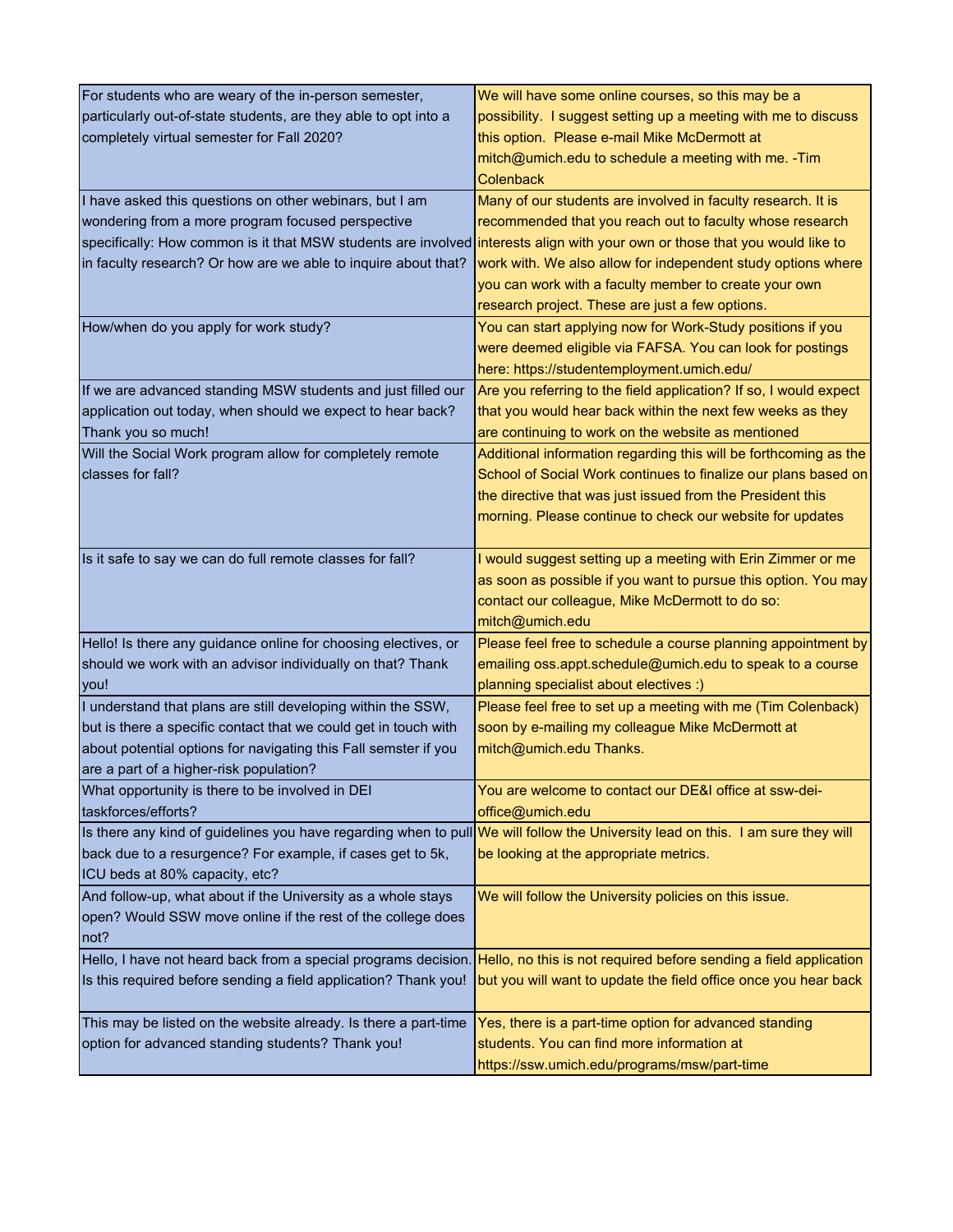| | |
|---|---|
| For students who are weary of the in-person semester, particularly out-of-state students, are they able to opt into a completely virtual semester for Fall 2020? | We will have some online courses, so this may be a possibility. I suggest setting up a meeting with me to discuss this option. Please e-mail Mike McDermott at mitch@umich.edu to schedule a meeting with me. -Tim Colenback |
| I have asked this questions on other webinars, but I am wondering from a more program focused perspective specifically: How common is it that MSW students are involved in faculty research? Or how are we able to inquire about that? | Many of our students are involved in faculty research. It is recommended that you reach out to faculty whose research interests align with your own or those that you would like to work with. We also allow for independent study options where you can work with a faculty member to create your own research project. These are just a few options. |
| How/when do you apply for work study? | You can start applying now for Work-Study positions if you were deemed eligible via FAFSA. You can look for postings here: https://studentemployment.umich.edu/ |
| If we are advanced standing MSW students and just filled our application out today, when should we expect to hear back? Thank you so much! | Are you referring to the field application? If so, I would expect that you would hear back within the next few weeks as they are continuing to work on the website as mentioned |
| Will the Social Work program allow for completely remote classes for fall? | Additional information regarding this will be forthcoming as the School of Social Work continues to finalize our plans based on the directive that was just issued from the President this morning. Please continue to check our website for updates |
| Is it safe to say we can do full remote classes for fall? | I would suggest setting up a meeting with Erin Zimmer or me as soon as possible if you want to pursue this option. You may contact our colleague, Mike McDermott to do so: mitch@umich.edu |
| Hello! Is there any guidance online for choosing electives, or should we work with an advisor individually on that? Thank you! | Please feel free to schedule a course planning appointment by emailing oss.appt.schedule@umich.edu to speak to a course planning specialist about electives :) |
| I understand that plans are still developing within the SSW, but is there a specific contact that we could get in touch with about potential options for navigating this Fall semster if you are a part of a higher-risk population? | Please feel free to set up a meeting with me (Tim Colenback) soon by e-mailing my colleague Mike McDermott at mitch@umich.edu Thanks. |
| What opportunity is there to be involved in DEI taskforces/efforts? | You are welcome to contact our DE&I office at ssw-dei-office@umich.edu |
| Is there any kind of guidelines you have regarding when to pull back due to a resurgence? For example, if cases get to 5k, ICU beds at 80% capacity, etc? | We will follow the University lead on this. I am sure they will be looking at the appropriate metrics. |
| And follow-up, what about if the University as a whole stays open? Would SSW move online if the rest of the college does not? | We will follow the University policies on this issue. |
| Hello, I have not heard back from a special programs decision. Is this required before sending a field application? Thank you! | Hello, no this is not required before sending a field application but you will want to update the field office once you hear back |
| This may be listed on the website already. Is there a part-time option for advanced standing students? Thank you! | Yes, there is a part-time option for advanced standing students. You can find more information at https://ssw.umich.edu/programs/msw/part-time |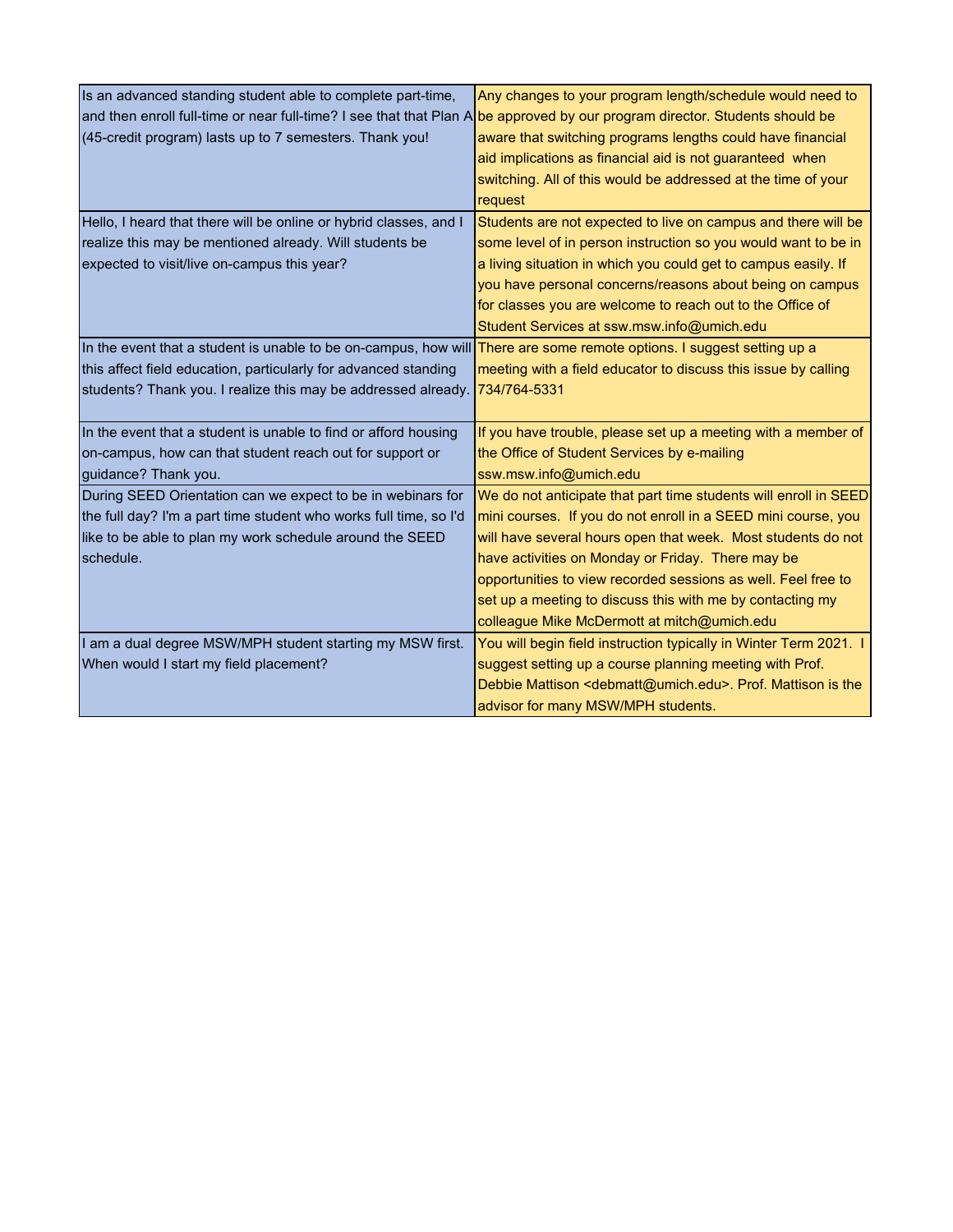| | |
|---|---|
| Is an advanced standing student able to complete part-time, and then enroll full-time or near full-time? I see that that Plan A (45-credit program) lasts up to 7 semesters. Thank you! | Any changes to your program length/schedule would need to be approved by our program director. Students should be aware that switching programs lengths could have financial aid implications as financial aid is not guaranteed when switching. All of this would be addressed at the time of your request |
| Hello, I heard that there will be online or hybrid classes, and I realize this may be mentioned already. Will students be expected to visit/live on-campus this year? | Students are not expected to live on campus and there will be some level of in person instruction so you would want to be in a living situation in which you could get to campus easily. If you have personal concerns/reasons about being on campus for classes you are welcome to reach out to the Office of Student Services at ssw.msw.info@umich.edu |
| In the event that a student is unable to be on-campus, how will this affect field education, particularly for advanced standing students? Thank you. I realize this may be addressed already. | There are some remote options. I suggest setting up a meeting with a field educator to discuss this issue by calling 734/764-5331 |
| In the event that a student is unable to find or afford housing on-campus, how can that student reach out for support or guidance? Thank you. | If you have trouble, please set up a meeting with a member of the Office of Student Services by e-mailing ssw.msw.info@umich.edu |
| During SEED Orientation can we expect to be in webinars for the full day? I'm a part time student who works full time, so I'd like to be able to plan my work schedule around the SEED schedule. | We do not anticipate that part time students will enroll in SEED mini courses. If you do not enroll in a SEED mini course, you will have several hours open that week. Most students do not have activities on Monday or Friday. There may be opportunities to view recorded sessions as well. Feel free to set up a meeting to discuss this with me by contacting my colleague Mike McDermott at mitch@umich.edu |
| I am a dual degree MSW/MPH student starting my MSW first. When would I start my field placement? | You will begin field instruction typically in Winter Term 2021. I suggest setting up a course planning meeting with Prof. Debbie Mattison <debmatt@umich.edu>. Prof. Mattison is the advisor for many MSW/MPH students. |